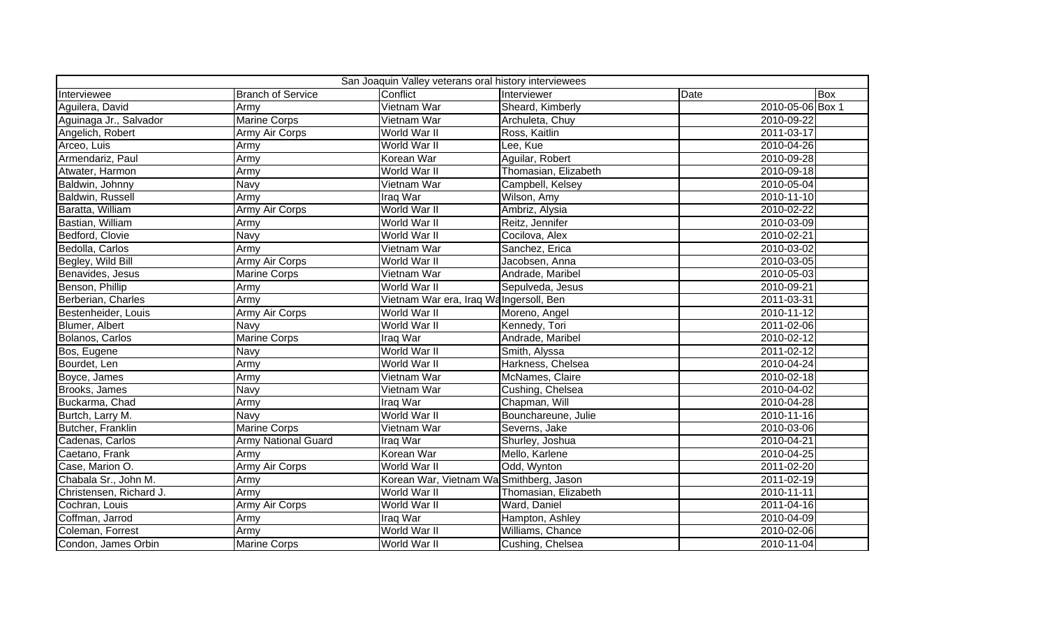| San Joaquin Valley veterans oral history interviewees | | | | | |
|---|---|---|---|---|---|
| Interviewee | Branch of Service | Conflict | Interviewer | Date | Box |
| Aguilera, David | Army | Vietnam War | Sheard, Kimberly | 2010-05-06 | Box 1 |
| Aguinaga Jr., Salvador | Marine Corps | Vietnam War | Archuleta, Chuy | 2010-09-22 | |
| Angelich, Robert | Army Air Corps | World War II | Ross, Kaitlin | 2011-03-17 | |
| Arceo, Luis | Army | World War II | Lee, Kue | 2010-04-26 | |
| Armendariz, Paul | Army | Korean War | Aguilar, Robert | 2010-09-28 | |
| Atwater, Harmon | Army | World War II | Thomasian, Elizabeth | 2010-09-18 | |
| Baldwin, Johnny | Navy | Vietnam War | Campbell, Kelsey | 2010-05-04 | |
| Baldwin, Russell | Army | Iraq War | Wilson, Amy | 2010-11-10 | |
| Baratta, William | Army Air Corps | World War II | Ambriz, Alysia | 2010-02-22 | |
| Bastian, William | Army | World War II | Reitz, Jennifer | 2010-03-09 | |
| Bedford, Clovie | Navy | World War II | Cocilova, Alex | 2010-02-21 | |
| Bedolla, Carlos | Army | Vietnam War | Sanchez, Erica | 2010-03-02 | |
| Begley, Wild Bill | Army Air Corps | World War II | Jacobsen, Anna | 2010-03-05 | |
| Benavides, Jesus | Marine Corps | Vietnam War | Andrade, Maribel | 2010-05-03 | |
| Benson, Phillip | Army | World War II | Sepulveda, Jesus | 2010-09-21 | |
| Berberian, Charles | Army | Vietnam War era, Iraq Wa | Ingersoll, Ben | 2011-03-31 | |
| Bestenheider, Louis | Army Air Corps | World War II | Moreno, Angel | 2010-11-12 | |
| Blumer, Albert | Navy | World War II | Kennedy, Tori | 2011-02-06 | |
| Bolanos, Carlos | Marine Corps | Iraq War | Andrade, Maribel | 2010-02-12 | |
| Bos, Eugene | Navy | World War II | Smith, Alyssa | 2011-02-12 | |
| Bourdet, Len | Army | World War II | Harkness, Chelsea | 2010-04-24 | |
| Boyce, James | Army | Vietnam War | McNames, Claire | 2010-02-18 | |
| Brooks, James | Navy | Vietnam War | Cushing, Chelsea | 2010-04-02 | |
| Buckarma, Chad | Army | Iraq War | Chapman, Will | 2010-04-28 | |
| Burtch, Larry M. | Navy | World War II | Bounchareune, Julie | 2010-11-16 | |
| Butcher, Franklin | Marine Corps | Vietnam War | Severns, Jake | 2010-03-06 | |
| Cadenas, Carlos | Army National Guard | Iraq War | Shurley, Joshua | 2010-04-21 | |
| Caetano, Frank | Army | Korean War | Mello, Karlene | 2010-04-25 | |
| Case, Marion O. | Army Air Corps | World War II | Odd, Wynton | 2011-02-20 | |
| Chabala Sr., John M. | Army | Korean War, Vietnam Wa | Smithberg, Jason | 2011-02-19 | |
| Christensen, Richard J. | Army | World War II | Thomasian, Elizabeth | 2010-11-11 | |
| Cochran, Louis | Army Air Corps | World War II | Ward, Daniel | 2011-04-16 | |
| Coffman, Jarrod | Army | Iraq War | Hampton, Ashley | 2010-04-09 | |
| Coleman, Forrest | Army | World War II | Williams, Chance | 2010-02-06 | |
| Condon, James Orbin | Marine Corps | World War II | Cushing, Chelsea | 2010-11-04 | |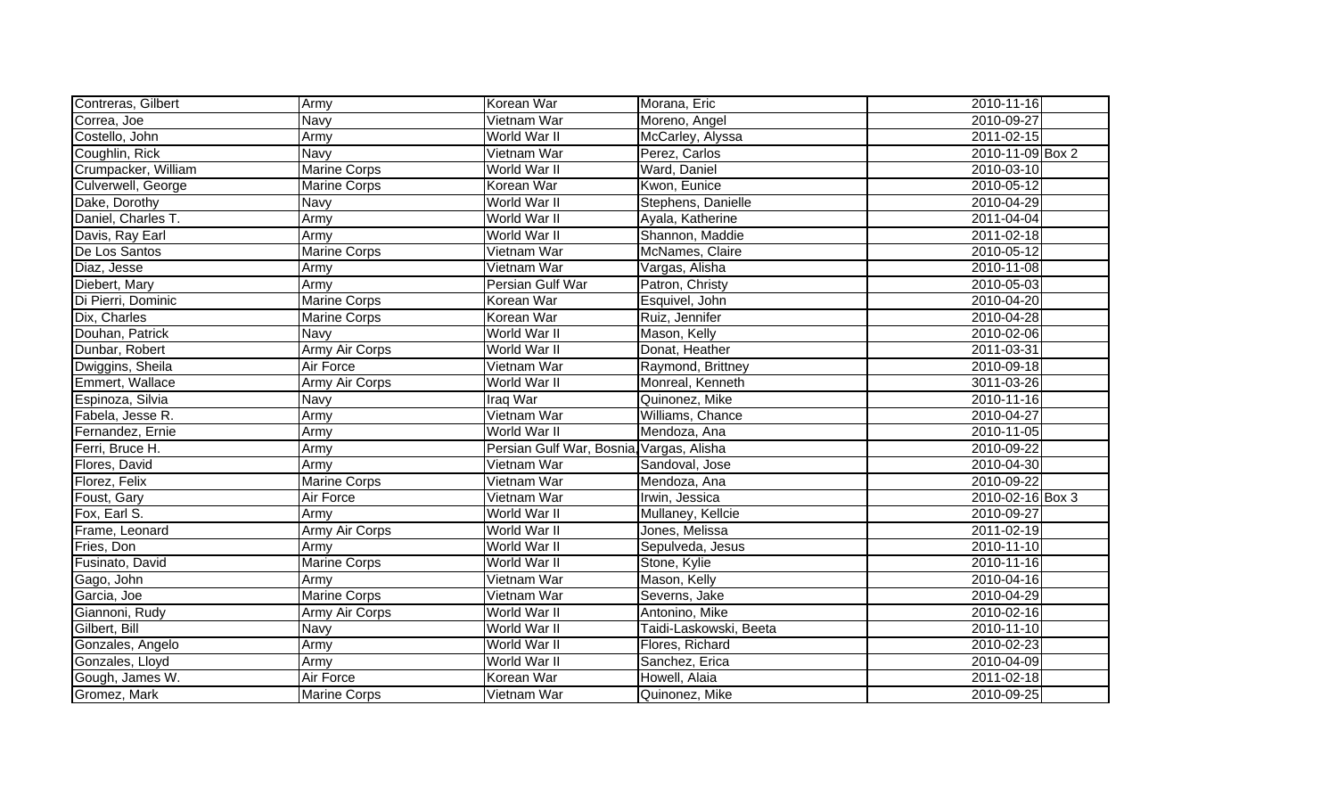| | | | | | |
|---|---|---|---|---|---|
| Contreras, Gilbert | Army | Korean War | Morana, Eric | 2010-11-16 | |
| Correa, Joe | Navy | Vietnam War | Moreno, Angel | 2010-09-27 | |
| Costello, John | Army | World War II | McCarley, Alyssa | 2011-02-15 | |
| Coughlin, Rick | Navy | Vietnam War | Perez, Carlos | 2010-11-09 | Box 2 |
| Crumpacker, William | Marine Corps | World War II | Ward, Daniel | 2010-03-10 | |
| Culverwell, George | Marine Corps | Korean War | Kwon, Eunice | 2010-05-12 | |
| Dake, Dorothy | Navy | World War II | Stephens, Danielle | 2010-04-29 | |
| Daniel, Charles T. | Army | World War II | Ayala, Katherine | 2011-04-04 | |
| Davis, Ray Earl | Army | World War II | Shannon, Maddie | 2011-02-18 | |
| De Los Santos | Marine Corps | Vietnam War | McNames, Claire | 2010-05-12 | |
| Diaz, Jesse | Army | Vietnam War | Vargas, Alisha | 2010-11-08 | |
| Diebert, Mary | Army | Persian Gulf War | Patron, Christy | 2010-05-03 | |
| Di Pierri, Dominic | Marine Corps | Korean War | Esquivel, John | 2010-04-20 | |
| Dix, Charles | Marine Corps | Korean War | Ruiz, Jennifer | 2010-04-28 | |
| Douhan, Patrick | Navy | World War II | Mason, Kelly | 2010-02-06 | |
| Dunbar, Robert | Army Air Corps | World War II | Donat, Heather | 2011-03-31 | |
| Dwiggins, Sheila | Air Force | Vietnam War | Raymond, Brittney | 2010-09-18 | |
| Emmert, Wallace | Army Air Corps | World War II | Monreal, Kenneth | 3011-03-26 | |
| Espinoza, Silvia | Navy | Iraq War | Quinonez, Mike | 2010-11-16 | |
| Fabela, Jesse R. | Army | Vietnam War | Williams, Chance | 2010-04-27 | |
| Fernandez, Ernie | Army | World War II | Mendoza, Ana | 2010-11-05 | |
| Ferri, Bruce H. | Army | Persian Gulf War, Bosnia | Vargas, Alisha | 2010-09-22 | |
| Flores, David | Army | Vietnam War | Sandoval, Jose | 2010-04-30 | |
| Florez, Felix | Marine Corps | Vietnam War | Mendoza, Ana | 2010-09-22 | |
| Foust, Gary | Air Force | Vietnam War | Irwin, Jessica | 2010-02-16 | Box 3 |
| Fox, Earl S. | Army | World War II | Mullaney, Kellcie | 2010-09-27 | |
| Frame, Leonard | Army Air Corps | World War II | Jones, Melissa | 2011-02-19 | |
| Fries, Don | Army | World War II | Sepulveda, Jesus | 2010-11-10 | |
| Fusinato, David | Marine Corps | World War II | Stone, Kylie | 2010-11-16 | |
| Gago, John | Army | Vietnam War | Mason, Kelly | 2010-04-16 | |
| Garcia, Joe | Marine Corps | Vietnam War | Severns, Jake | 2010-04-29 | |
| Giannoni, Rudy | Army Air Corps | World War II | Antonino, Mike | 2010-02-16 | |
| Gilbert, Bill | Navy | World War II | Taidi-Laskowski, Beeta | 2010-11-10 | |
| Gonzales, Angelo | Army | World War II | Flores, Richard | 2010-02-23 | |
| Gonzales, Lloyd | Army | World War II | Sanchez, Erica | 2010-04-09 | |
| Gough, James W. | Air Force | Korean War | Howell, Alaia | 2011-02-18 | |
| Gromez, Mark | Marine Corps | Vietnam War | Quinonez, Mike | 2010-09-25 | |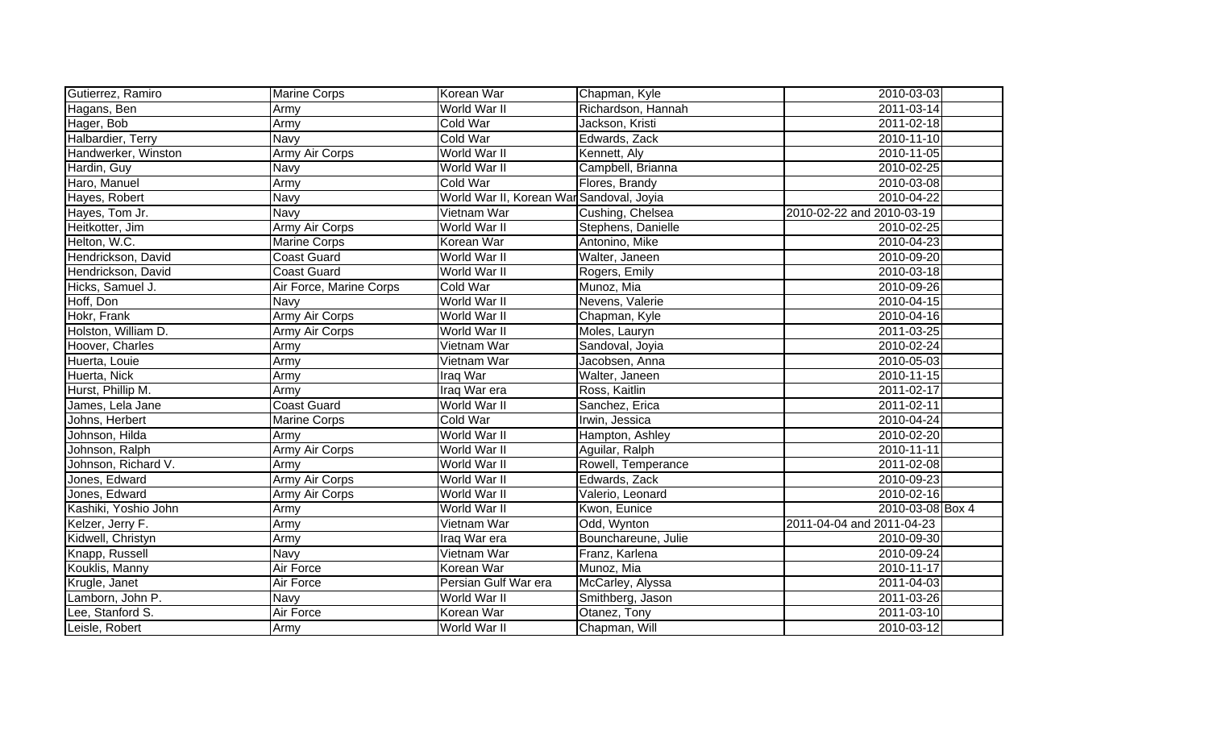| | | | | |
|---|---|---|---|---|
| Gutierrez, Ramiro | Marine Corps | Korean War | Chapman, Kyle | 2010-03-03 |
| Hagans, Ben | Army | World War II | Richardson, Hannah | 2011-03-14 |
| Hager, Bob | Army | Cold War | Jackson, Kristi | 2011-02-18 |
| Halbardier, Terry | Navy | Cold War | Edwards, Zack | 2010-11-10 |
| Handwerker, Winston | Army Air Corps | World War II | Kennett, Aly | 2010-11-05 |
| Hardin, Guy | Navy | World War II | Campbell, Brianna | 2010-02-25 |
| Haro, Manuel | Army | Cold War | Flores, Brandy | 2010-03-08 |
| Hayes, Robert | Navy | World War II, Korean War | Sandoval, Joyia | 2010-04-22 |
| Hayes, Tom Jr. | Navy | Vietnam War | Cushing, Chelsea | 2010-02-22 and 2010-03-19 |
| Heitkotter, Jim | Army Air Corps | World War II | Stephens, Danielle | 2010-02-25 |
| Helton, W.C. | Marine Corps | Korean War | Antonino, Mike | 2010-04-23 |
| Hendrickson, David | Coast Guard | World War II | Walter, Janeen | 2010-09-20 |
| Hendrickson, David | Coast Guard | World War II | Rogers, Emily | 2010-03-18 |
| Hicks, Samuel J. | Air Force, Marine Corps | Cold War | Munoz, Mia | 2010-09-26 |
| Hoff, Don | Navy | World War II | Nevens, Valerie | 2010-04-15 |
| Hokr, Frank | Army Air Corps | World War II | Chapman, Kyle | 2010-04-16 |
| Holston, William D. | Army Air Corps | World War II | Moles, Lauryn | 2011-03-25 |
| Hoover, Charles | Army | Vietnam War | Sandoval, Joyia | 2010-02-24 |
| Huerta, Louie | Army | Vietnam War | Jacobsen, Anna | 2010-05-03 |
| Huerta, Nick | Army | Iraq War | Walter, Janeen | 2010-11-15 |
| Hurst, Phillip M. | Army | Iraq War era | Ross, Kaitlin | 2011-02-17 |
| James, Lela Jane | Coast Guard | World War II | Sanchez, Erica | 2011-02-11 |
| Johns, Herbert | Marine Corps | Cold War | Irwin, Jessica | 2010-04-24 |
| Johnson, Hilda | Army | World War II | Hampton, Ashley | 2010-02-20 |
| Johnson, Ralph | Army Air Corps | World War II | Aguilar, Ralph | 2010-11-11 |
| Johnson, Richard V. | Army | World War II | Rowell, Temperance | 2011-02-08 |
| Jones, Edward | Army Air Corps | World War II | Edwards, Zack | 2010-09-23 |
| Jones, Edward | Army Air Corps | World War II | Valerio, Leonard | 2010-02-16 |
| Kashiki, Yoshio John | Army | World War II | Kwon, Eunice | 2010-03-08 Box 4 |
| Kelzer, Jerry F. | Army | Vietnam War | Odd, Wynton | 2011-04-04 and 2011-04-23 |
| Kidwell, Christyn | Army | Iraq War era | Bounchareune, Julie | 2010-09-30 |
| Knapp, Russell | Navy | Vietnam War | Franz, Karlena | 2010-09-24 |
| Kouklis, Manny | Air Force | Korean War | Munoz, Mia | 2010-11-17 |
| Krugle, Janet | Air Force | Persian Gulf War era | McCarley, Alyssa | 2011-04-03 |
| Lamborn, John P. | Navy | World War II | Smithberg, Jason | 2011-03-26 |
| Lee, Stanford S. | Air Force | Korean War | Otanez, Tony | 2011-03-10 |
| Leisle, Robert | Army | World War II | Chapman, Will | 2010-03-12 |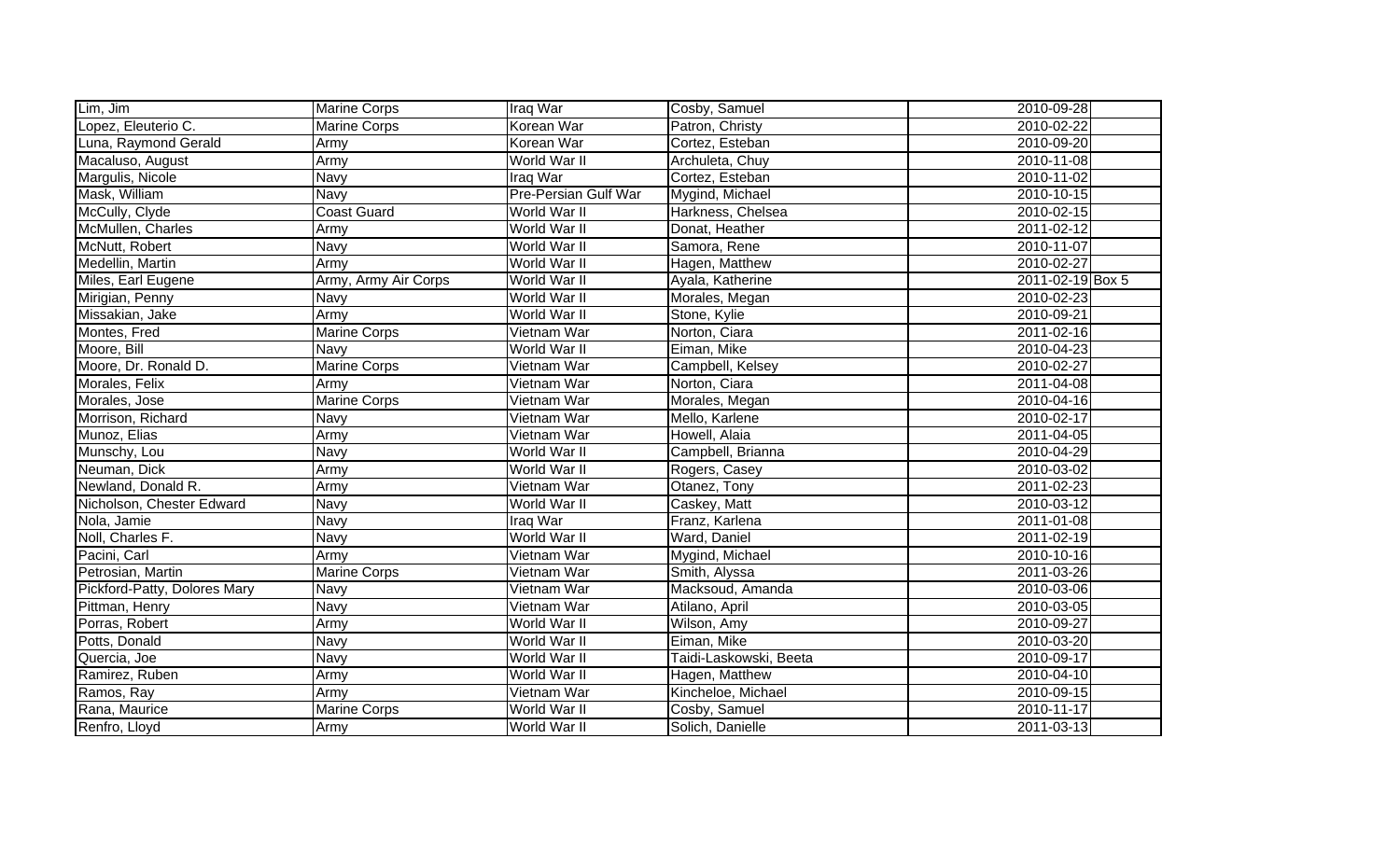| | | | | | |
|---|---|---|---|---|---|
| Lim, Jim | Marine Corps | Iraq War | Cosby, Samuel | 2010-09-28 | |
| Lopez, Eleuterio C. | Marine Corps | Korean War | Patron, Christy | 2010-02-22 | |
| Luna, Raymond Gerald | Army | Korean War | Cortez, Esteban | 2010-09-20 | |
| Macaluso, August | Army | World War II | Archuleta, Chuy | 2010-11-08 | |
| Margulis, Nicole | Navy | Iraq War | Cortez, Esteban | 2010-11-02 | |
| Mask, William | Navy | Pre-Persian Gulf War | Mygind, Michael | 2010-10-15 | |
| McCully, Clyde | Coast Guard | World War II | Harkness, Chelsea | 2010-02-15 | |
| McMullen, Charles | Army | World War II | Donat, Heather | 2011-02-12 | |
| McNutt, Robert | Navy | World War II | Samora, Rene | 2010-11-07 | |
| Medellin, Martin | Army | World War II | Hagen, Matthew | 2010-02-27 | |
| Miles, Earl Eugene | Army, Army Air Corps | World War II | Ayala, Katherine | 2011-02-19 | Box 5 |
| Mirigian, Penny | Navy | World War II | Morales, Megan | 2010-02-23 | |
| Missakian, Jake | Army | World War II | Stone, Kylie | 2010-09-21 | |
| Montes, Fred | Marine Corps | Vietnam War | Norton, Ciara | 2011-02-16 | |
| Moore, Bill | Navy | World War II | Eiman, Mike | 2010-04-23 | |
| Moore, Dr. Ronald D. | Marine Corps | Vietnam War | Campbell, Kelsey | 2010-02-27 | |
| Morales, Felix | Army | Vietnam War | Norton, Ciara | 2011-04-08 | |
| Morales, Jose | Marine Corps | Vietnam War | Morales, Megan | 2010-04-16 | |
| Morrison, Richard | Navy | Vietnam War | Mello, Karlene | 2010-02-17 | |
| Munoz, Elias | Army | Vietnam War | Howell, Alaia | 2011-04-05 | |
| Munschy, Lou | Navy | World War II | Campbell, Brianna | 2010-04-29 | |
| Neuman, Dick | Army | World War II | Rogers, Casey | 2010-03-02 | |
| Newland, Donald R. | Army | Vietnam War | Otanez, Tony | 2011-02-23 | |
| Nicholson, Chester Edward | Navy | World War II | Caskey, Matt | 2010-03-12 | |
| Nola, Jamie | Navy | Iraq War | Franz, Karlena | 2011-01-08 | |
| Noll, Charles F. | Navy | World War II | Ward, Daniel | 2011-02-19 | |
| Pacini, Carl | Army | Vietnam War | Mygind, Michael | 2010-10-16 | |
| Petrosian, Martin | Marine Corps | Vietnam War | Smith, Alyssa | 2011-03-26 | |
| Pickford-Patty, Dolores Mary | Navy | Vietnam War | Macksoud, Amanda | 2010-03-06 | |
| Pittman, Henry | Navy | Vietnam War | Atilano, April | 2010-03-05 | |
| Porras, Robert | Army | World War II | Wilson, Amy | 2010-09-27 | |
| Potts, Donald | Navy | World War II | Eiman, Mike | 2010-03-20 | |
| Quercia, Joe | Navy | World War II | Taidi-Laskowski, Beeta | 2010-09-17 | |
| Ramirez, Ruben | Army | World War II | Hagen, Matthew | 2010-04-10 | |
| Ramos, Ray | Army | Vietnam War | Kincheloe, Michael | 2010-09-15 | |
| Rana, Maurice | Marine Corps | World War II | Cosby, Samuel | 2010-11-17 | |
| Renfro, Lloyd | Army | World War II | Solich, Danielle | 2011-03-13 | |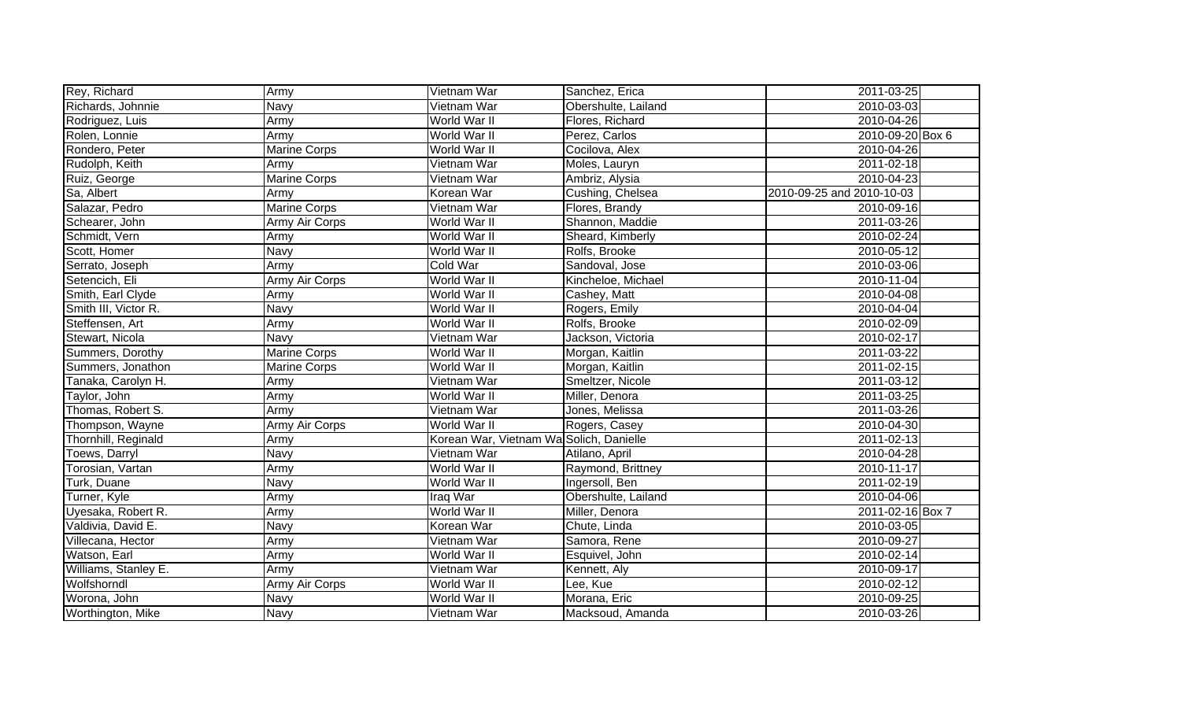| Rey, Richard | Army | Vietnam War | Sanchez, Erica | 2011-03-25 | |
|---|---|---|---|---|---|
| Richards, Johnnie | Navy | Vietnam War | Obershulte, Lailand | 2010-03-03 | |
| Rodriguez, Luis | Army | World War II | Flores, Richard | 2010-04-26 | |
| Rolen, Lonnie | Army | World War II | Perez, Carlos | 2010-09-20 | Box 6 |
| Rondero, Peter | Marine Corps | World War II | Cocilova, Alex | 2010-04-26 | |
| Rudolph, Keith | Army | Vietnam War | Moles, Lauryn | 2011-02-18 | |
| Ruiz, George | Marine Corps | Vietnam War | Ambriz, Alysia | 2010-04-23 | |
| Sa, Albert | Army | Korean War | Cushing, Chelsea | 2010-09-25 and 2010-10-03 | |
| Salazar, Pedro | Marine Corps | Vietnam War | Flores, Brandy | 2010-09-16 | |
| Schearer, John | Army Air Corps | World War II | Shannon, Maddie | 2011-03-26 | |
| Schmidt, Vern | Army | World War II | Sheard, Kimberly | 2010-02-24 | |
| Scott, Homer | Navy | World War II | Rolfs, Brooke | 2010-05-12 | |
| Serrato, Joseph | Army | Cold War | Sandoval, Jose | 2010-03-06 | |
| Setencich, Eli | Army Air Corps | World War II | Kincheloe, Michael | 2010-11-04 | |
| Smith, Earl Clyde | Army | World War II | Cashey, Matt | 2010-04-08 | |
| Smith III, Victor R. | Navy | World War II | Rogers, Emily | 2010-04-04 | |
| Steffensen, Art | Army | World War II | Rolfs, Brooke | 2010-02-09 | |
| Stewart, Nicola | Navy | Vietnam War | Jackson, Victoria | 2010-02-17 | |
| Summers, Dorothy | Marine Corps | World War II | Morgan, Kaitlin | 2011-03-22 | |
| Summers, Jonathon | Marine Corps | World War II | Morgan, Kaitlin | 2011-02-15 | |
| Tanaka, Carolyn H. | Army | Vietnam War | Smeltzer, Nicole | 2011-03-12 | |
| Taylor, John | Army | World War II | Miller, Denora | 2011-03-25 | |
| Thomas, Robert S. | Army | Vietnam War | Jones, Melissa | 2011-03-26 | |
| Thompson, Wayne | Army Air Corps | World War II | Rogers, Casey | 2010-04-30 | |
| Thornhill, Reginald | Army | Korean War, Vietnam Wa | Solich, Danielle | 2011-02-13 | |
| Toews, Darryl | Navy | Vietnam War | Atilano, April | 2010-04-28 | |
| Torosian, Vartan | Army | World War II | Raymond, Brittney | 2010-11-17 | |
| Turk, Duane | Navy | World War II | Ingersoll, Ben | 2011-02-19 | |
| Turner, Kyle | Army | Iraq War | Obershulte, Lailand | 2010-04-06 | |
| Uyesaka, Robert R. | Army | World War II | Miller, Denora | 2011-02-16 | Box 7 |
| Valdivia, David E. | Navy | Korean War | Chute, Linda | 2010-03-05 | |
| Villecana, Hector | Army | Vietnam War | Samora, Rene | 2010-09-27 | |
| Watson, Earl | Army | World War II | Esquivel, John | 2010-02-14 | |
| Williams, Stanley E. | Army | Vietnam War | Kennett, Aly | 2010-09-17 | |
| Wolfshorndl | Army Air Corps | World War II | Lee, Kue | 2010-02-12 | |
| Worona, John | Navy | World War II | Morana, Eric | 2010-09-25 | |
| Worthington, Mike | Navy | Vietnam War | Macksoud, Amanda | 2010-03-26 | |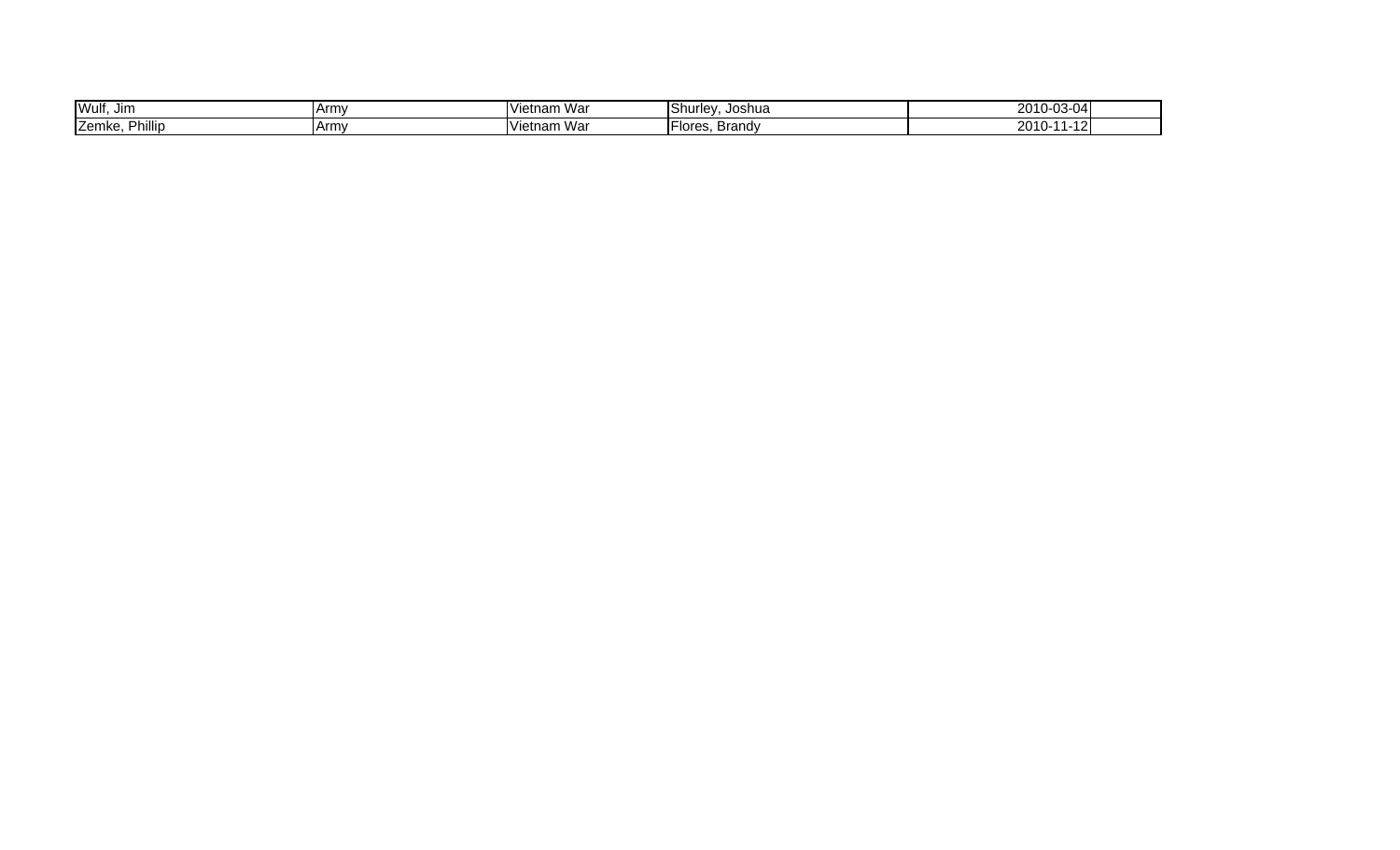| | | | | | |
|---|---|---|---|---|---|
| Wulf, Jim | Army | Vietnam War | Shurley, Joshua | 2010-03-04 | |
| Zemke, Phillip | Army | Vietnam War | Flores, Brandy | 2010-11-12 | |